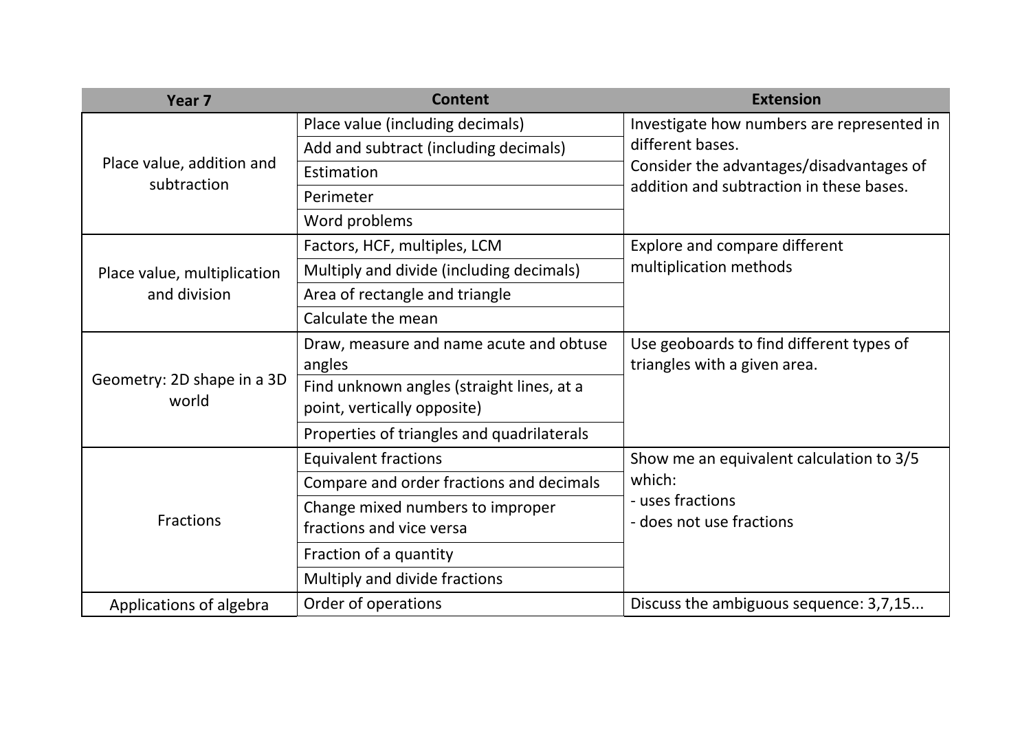| Year 7 | Content | Extension |
| --- | --- | --- |
| Place value, addition and subtraction | Place value (including decimals) | Investigate how numbers are represented in different bases.<br>Consider the advantages/disadvantages of addition and subtraction in these bases. |
| | Add and subtract (including decimals) | |
| | Estimation | |
| | Perimeter | |
| | Word problems | |
| Place value, multiplication and division | Factors, HCF, multiples, LCM | Explore and compare different multiplication methods |
| | Multiply and divide (including decimals) | |
| | Area of rectangle and triangle | |
| | Calculate the mean | |
| Geometry: 2D shape in a 3D world | Draw, measure and name acute and obtuse angles | Use geoboards to find different types of triangles with a given area. |
| | Find unknown angles (straight lines, at a point, vertically opposite) | |
| | Properties of triangles and quadrilaterals | |
| Fractions | Equivalent fractions | Show me an equivalent calculation to 3/5 which:<br>- uses fractions<br>- does not use fractions |
| | Compare and order fractions and decimals | |
| | Change mixed numbers to improper fractions and vice versa | |
| | Fraction of a quantity | |
| | Multiply and divide fractions | |
| Applications of algebra | Order of operations | Discuss the ambiguous sequence: 3,7,15... |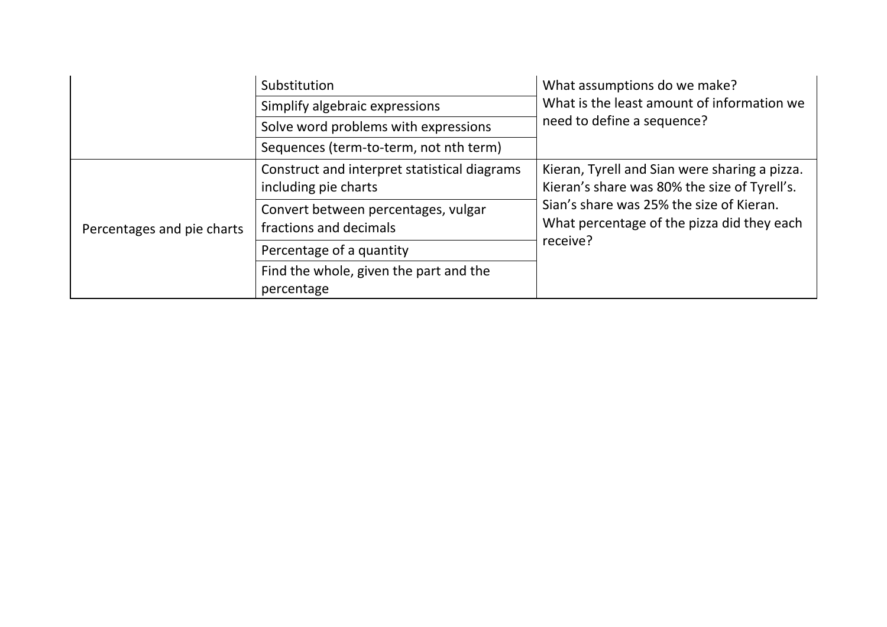| | | |
|---|---|---|
| | Substitution | What assumptions do we make?<br>What is the least amount of information we need to define a sequence? |
| | Simplify algebraic expressions | |
| | Solve word problems with expressions | |
| | Sequences (term-to-term, not nth term) | |
| Percentages and pie charts | Construct and interpret statistical diagrams including pie charts | Kieran, Tyrell and Sian were sharing a pizza. Kieran's share was 80% the size of Tyrell's.<br>Sian's share was 25% the size of Kieran.<br>What percentage of the pizza did they each receive? |
| | Convert between percentages, vulgar fractions and decimals | |
| | Percentage of a quantity | |
| | Find the whole, given the part and the percentage | |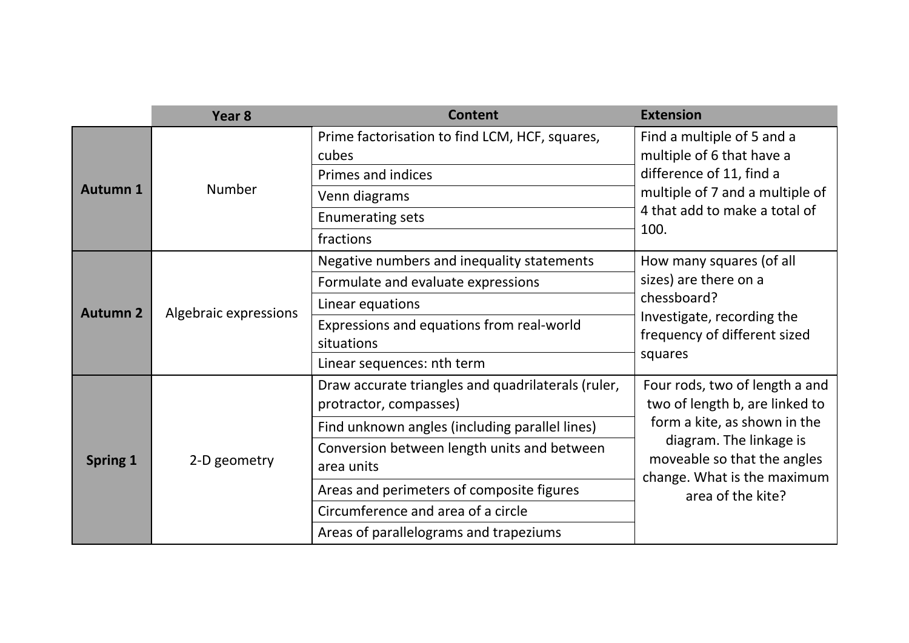| | Year 8 | Content | Extension |
|---|---|---|---|
| **Autumn 1** | Number | Prime factorisation to find LCM, HCF, squares, cubes | Find a multiple of 5 and a multiple of 6 that have a difference of 11, find a multiple of 7 and a multiple of 4 that add to make a total of 100. |
| | | Primes and indices | |
| | | Venn diagrams | |
| | | Enumerating sets | |
| | | fractions | |
| **Autumn 2** | Algebraic expressions | Negative numbers and inequality statements | How many squares (of all sizes) are there on a chessboard? Investigate, recording the frequency of different sized squares |
| | | Formulate and evaluate expressions | |
| | | Linear equations | |
| | | Expressions and equations from real-world situations | |
| | | Linear sequences: nth term | |
| **Spring 1** | 2-D geometry | Draw accurate triangles and quadrilaterals (ruler, protractor, compasses) | Four rods, two of length a and two of length b, are linked to form a kite, as shown in the diagram. The linkage is moveable so that the angles change. What is the maximum area of the kite? |
| | | Find unknown angles (including parallel lines) | |
| | | Conversion between length units and between area units | |
| | | Areas and perimeters of composite figures | |
| | | Circumference and area of a circle | |
| | | Areas of parallelograms and trapeziums | |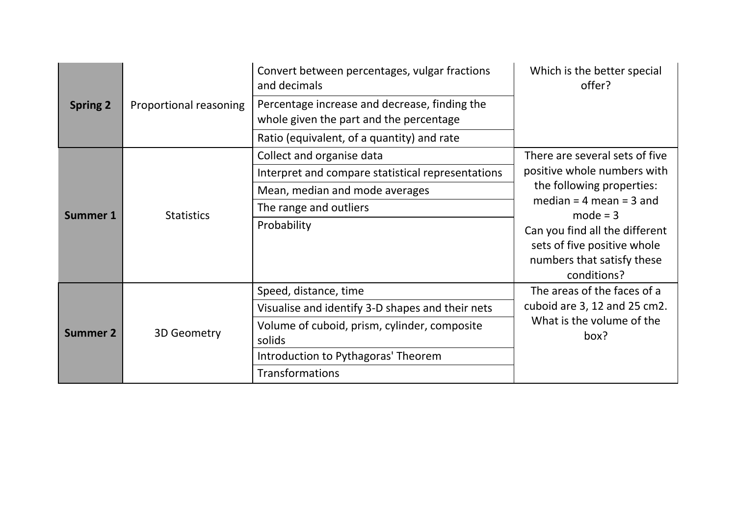| | | | |
|---|---|---|---|
| **Spring 2** | Proportional reasoning | Convert between percentages, vulgar fractions and decimals | Which is the better special offer? |
| | | Percentage increase and decrease, finding the whole given the part and the percentage | |
| | | Ratio (equivalent, of a quantity) and rate | |
| **Summer 1** | Statistics | Collect and organise data | There are several sets of five positive whole numbers with the following properties: median = 4 mean = 3 and mode = 3 Can you find all the different sets of five positive whole numbers that satisfy these conditions? |
| | | Interpret and compare statistical representations | |
| | | Mean, median and mode averages | |
| | | The range and outliers | |
| | | Probability | |
| **Summer 2** | 3D Geometry | Speed, distance, time | The areas of the faces of a cuboid are 3, 12 and 25 cm2. What is the volume of the box? |
| | | Visualise and identify 3-D shapes and their nets | |
| | | Volume of cuboid, prism, cylinder, composite solids | |
| | | Introduction to Pythagoras' Theorem | |
| | | Transformations | |